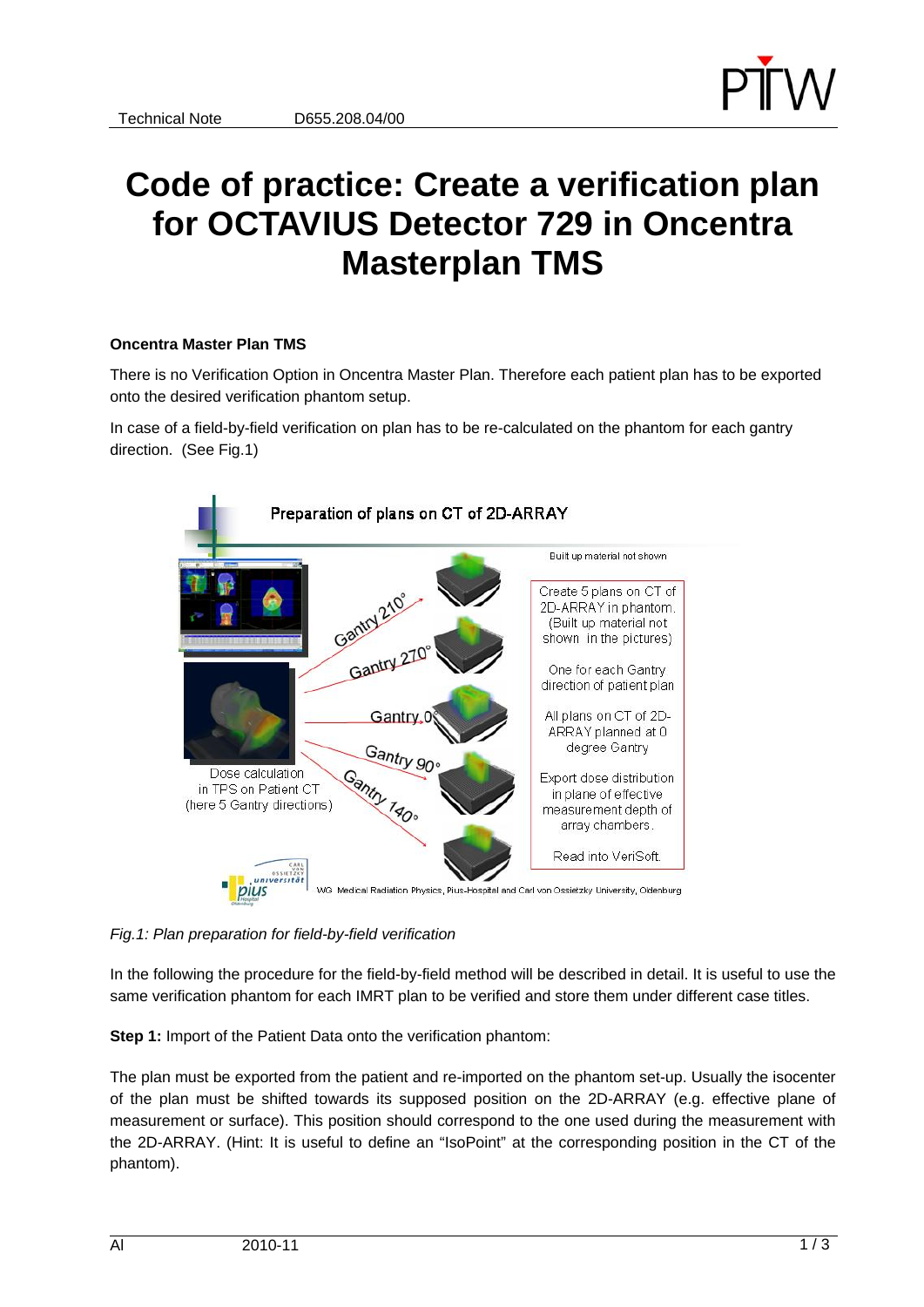# Code of practice: Create a verification plan for OCTAVIUS Detector 729 in Oncentra Masterplan TMS

**Oncentra Master Plan TMS**

There is no Verification Option in Oncentra Master Plan. Therefore each patient plan has to be exported onto the desired verification phantom setup.

In case of a field-by-field verification on plan has to be re-calculated on the phantom for each gantry direction. (See Fig.1)

*Fig.1: Plan preparation for field-by-field verification*

In the following the procedure for the field-by-field method will be described in detail. It is useful to use the same verification phantom for each IMRT plan to be verified and store them under different case titles.

**Step 1:** Import of the Patient Data onto the verification phantom:

The plan must be exported from the patient and re-imported on the phantom set-up. Usually the isocenter of the plan must be shifted towards its supposed position on the 2D-ARRAY (e.g. effective plane of measurement or surface). This position should correspond to the one used during the measurement with the 2D-ARRAY. (Hint: It is useful to define an "IsoPoint" at the corresponding position in the CT of the phantom).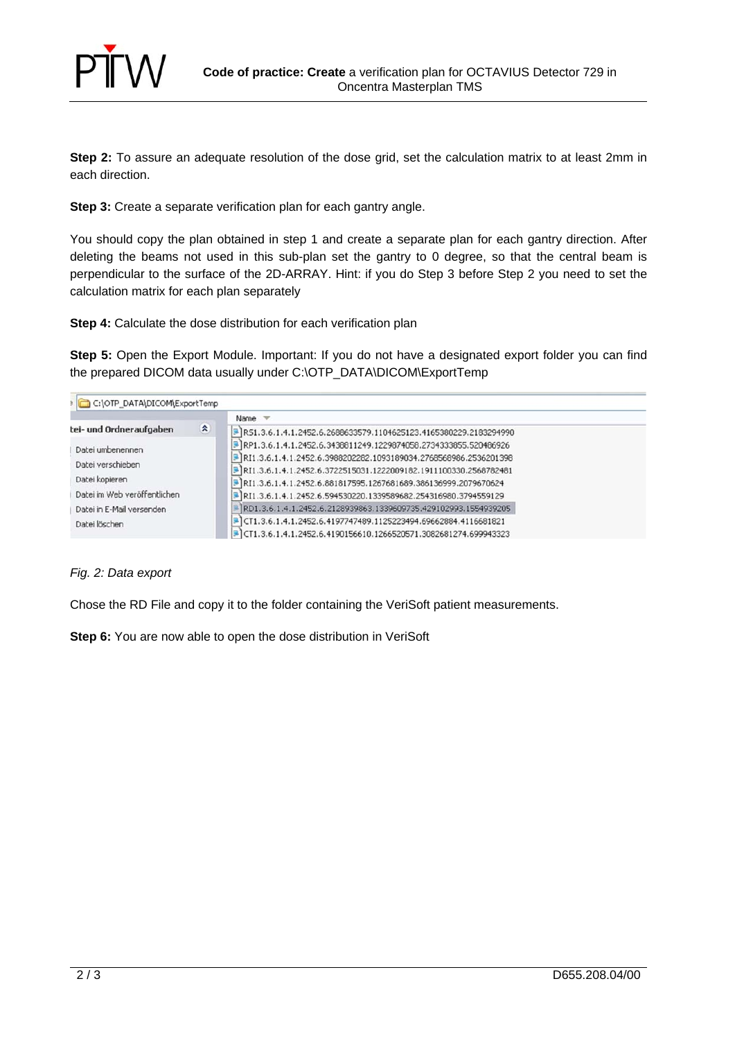**Step 2:** To assure an adequate resolution of the dose grid, set the calculation matrix to at least 2mm in each direction.

**Step 3:** Create a separate verification plan for each gantry angle.

You should copy the plan obtained in step 1 and create a separate plan for each gantry direction. After deleting the beams not used in this sub-plan set the gantry to 0 degree, so that the central beam is perpendicular to the surface of the 2D-ARRAY. Hint: if you do Step 3 before Step 2 you need to set the calculation matrix for each plan separately

**Step 4:** Calculate the dose distribution for each verification plan

**Step 5:** Open the Export Module. Important: If you do not have a designated export folder you can find the prepared DICOM data usually under C:\OTP_DATA\DICOM\ExportTemp

*Fig. 2: Data export*

Chose the RD File and copy it to the folder containing the VeriSoft patient measurements.

**Step 6:** You are now able to open the dose distribution in VeriSoft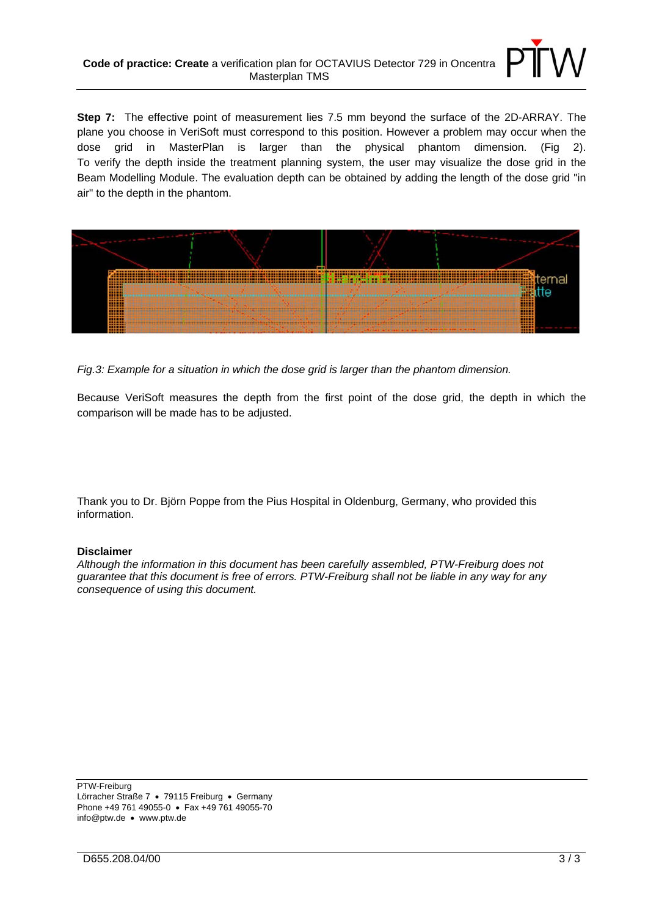**Step 7:** The effective point of measurement lies 7.5 mm beyond the surface of the 2D-ARRAY. The plane you choose in VeriSoft must correspond to this position. However a problem may occur when the dose grid in MasterPlan is larger than the physical phantom dimension. (Fig 2). To verify the depth inside the treatment planning system, the user may visualize the dose grid in the Beam Modelling Module. The evaluation depth can be obtained by adding the length of the dose grid "in air" to the depth in the phantom.

*Fig.3: Example for a situation in which the dose grid is larger than the phantom dimension.*

Because VeriSoft measures the depth from the first point of the dose grid, the depth in which the comparison will be made has to be adjusted.

Thank you to Dr. Björn Poppe from the Pius Hospital in Oldenburg, Germany, who provided this information.

**Disclaimer**

*Although the information in this document has been carefully assembled, PTW-Freiburg does not guarantee that this document is free of errors. PTW-Freiburg shall not be liable in any way for any consequence of using this document.*

PTW-Freiburg
Lörracher Straße 7 • 79115 Freiburg • Germany
Phone +49 761 49055-0 • Fax +49 761 49055-70
info@ptw.de • www.ptw.de

D655.208.04/00